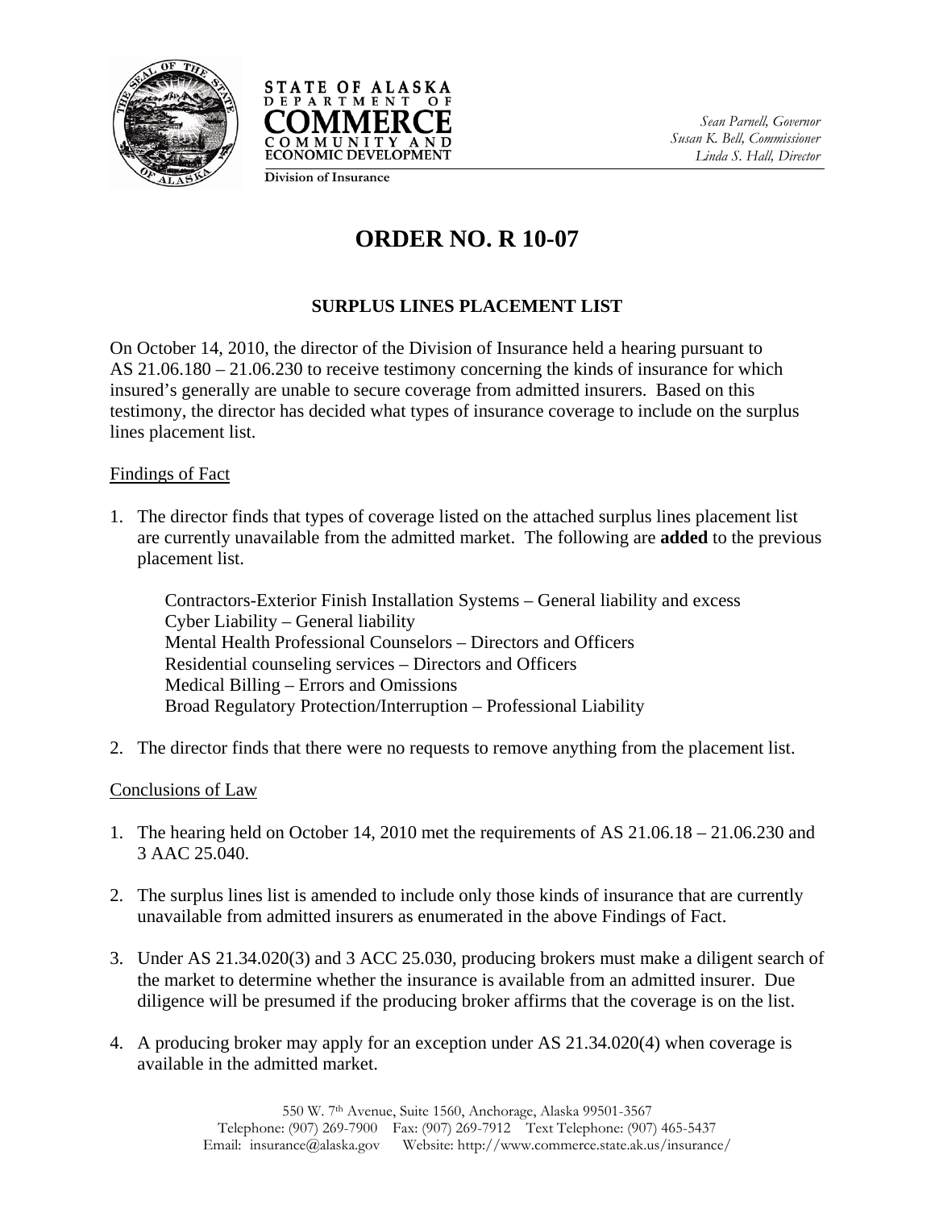STATE OF ALASKA
DEPARTMENT OF
COMMERCE
COMMUNITY AND
ECONOMIC DEVELOPMENT

Division of Insurance

*Sean Parnell, Governor*
*Susan K. Bell, Commissioner*
*Linda S. Hall, Director*

# ORDER NO. R 10-07

## SURPLUS LINES PLACEMENT LIST

On October 14, 2010, the director of the Division of Insurance held a hearing pursuant to AS 21.06.180 – 21.06.230 to receive testimony concerning the kinds of insurance for which insured's generally are unable to secure coverage from admitted insurers. Based on this testimony, the director has decided what types of insurance coverage to include on the surplus lines placement list.

Findings of Fact

1. The director finds that types of coverage listed on the attached surplus lines placement list are currently unavailable from the admitted market. The following are **added** to the previous placement list.

   Contractors-Exterior Finish Installation Systems – General liability and excess
   Cyber Liability – General liability
   Mental Health Professional Counselors – Directors and Officers
   Residential counseling services – Directors and Officers
   Medical Billing – Errors and Omissions
   Broad Regulatory Protection/Interruption – Professional Liability

2. The director finds that there were no requests to remove anything from the placement list.

Conclusions of Law

1. The hearing held on October 14, 2010 met the requirements of AS 21.06.18 – 21.06.230 and 3 AAC 25.040.

2. The surplus lines list is amended to include only those kinds of insurance that are currently unavailable from admitted insurers as enumerated in the above Findings of Fact.

3. Under AS 21.34.020(3) and 3 ACC 25.030, producing brokers must make a diligent search of the market to determine whether the insurance is available from an admitted insurer. Due diligence will be presumed if the producing broker affirms that the coverage is on the list.

4. A producing broker may apply for an exception under AS 21.34.020(4) when coverage is available in the admitted market.

550 W. 7th Avenue, Suite 1560, Anchorage, Alaska 99501-3567
Telephone: (907) 269-7900 Fax: (907) 269-7912 Text Telephone: (907) 465-5437
Email: insurance@alaska.gov Website: http://www.commerce.state.ak.us/insurance/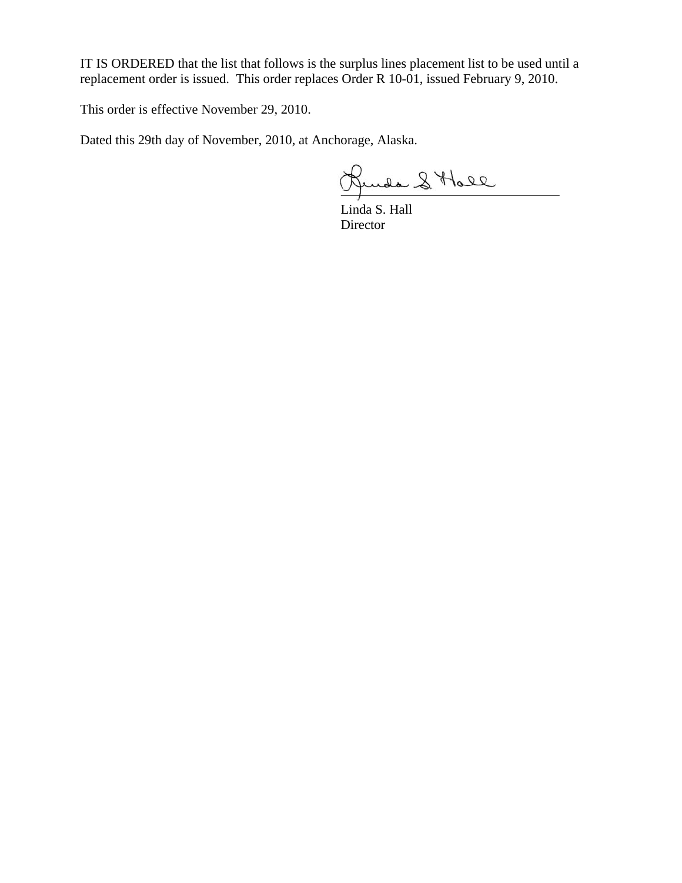IT IS ORDERED that the list that follows is the surplus lines placement list to be used until a replacement order is issued. This order replaces Order R 10-01, issued February 9, 2010.

This order is effective November 29, 2010.

Dated this 29th day of November, 2010, at Anchorage, Alaska.

Linda S. Hall
Director